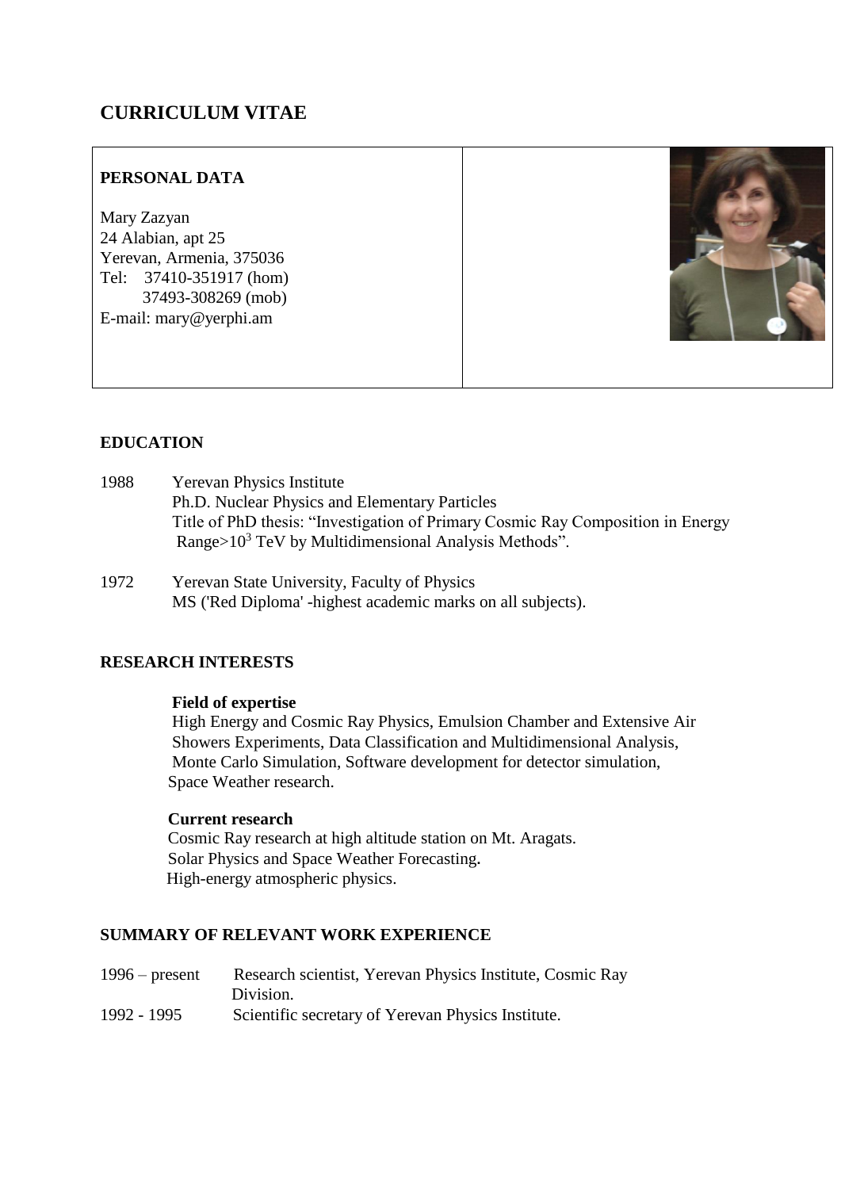# CURRICULUM VITAE

## PERSONAL DATA

Mary Zazyan
24 Alabian, apt 25
Yerevan, Armenia, 375036
Tel: 37410-351917 (hom)
37493-308269 (mob)
E-mail: mary@yerphi.am

## EDUCATION

1988 Yerevan Physics Institute
Ph.D. Nuclear Physics and Elementary Particles
Title of PhD thesis: "Investigation of Primary Cosmic Ray Composition in Energy Range>$10^3$ TeV by Multidimensional Analysis Methods".

1972 Yerevan State University, Faculty of Physics
MS ('Red Diploma' -highest academic marks on all subjects).

## RESEARCH INTERESTS

**Field of expertise**
High Energy and Cosmic Ray Physics, Emulsion Chamber and Extensive Air Showers Experiments, Data Classification and Multidimensional Analysis, Monte Carlo Simulation, Software development for detector simulation, Space Weather research.

**Current research**
Cosmic Ray research at high altitude station on Mt. Aragats.
Solar Physics and Space Weather Forecasting.
High-energy atmospheric physics.

## SUMMARY OF RELEVANT WORK EXPERIENCE

1996 – present Research scientist, Yerevan Physics Institute, Cosmic Ray Division.
1992 - 1995 Scientific secretary of Yerevan Physics Institute.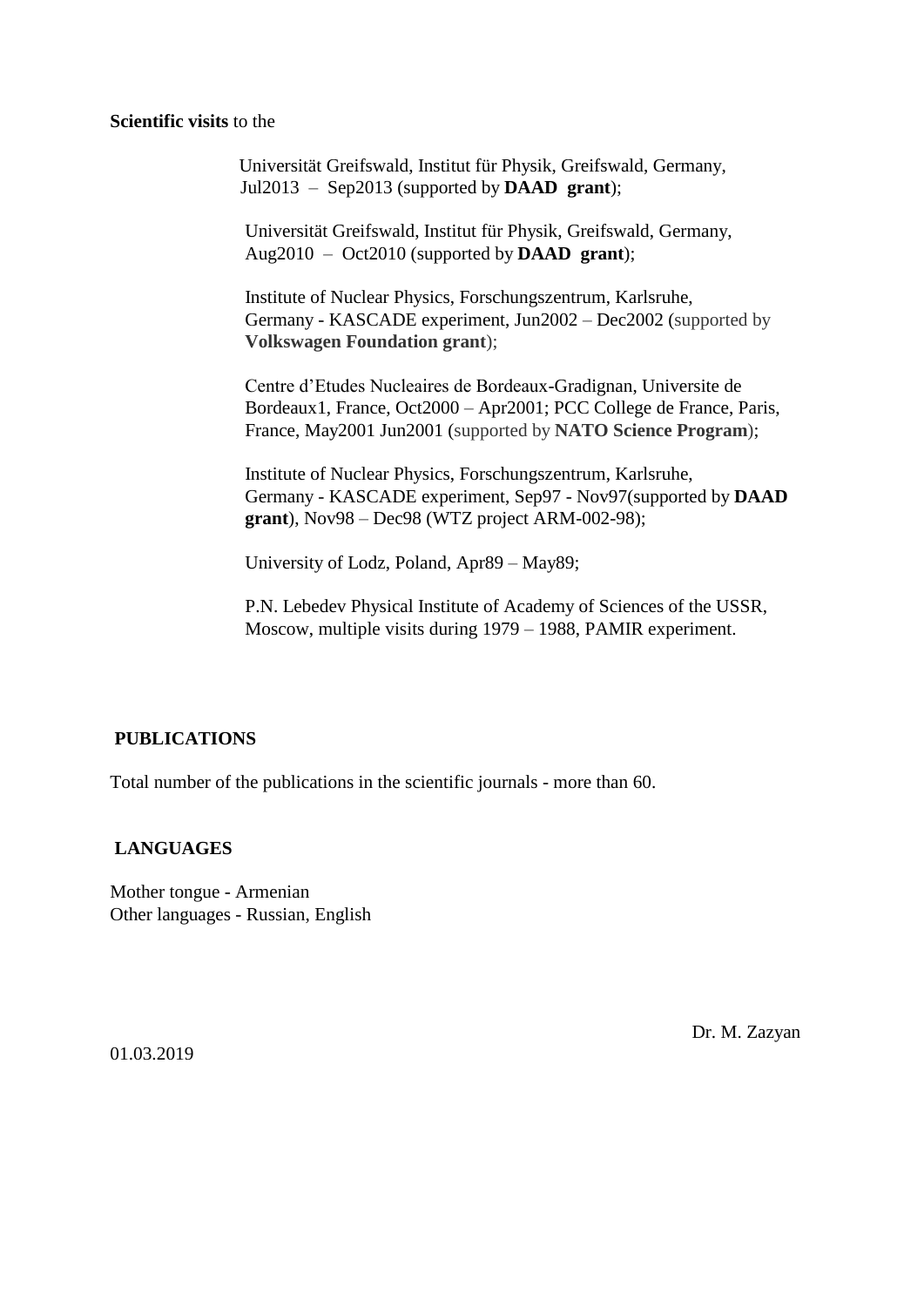**Scientific visits** to the

Universität Greifswald, Institut für Physik, Greifswald, Germany, Jul2013 – Sep2013 (supported by **DAAD grant**);

Universität Greifswald, Institut für Physik, Greifswald, Germany, Aug2010 – Oct2010 (supported by **DAAD grant**);

Institute of Nuclear Physics, Forschungszentrum, Karlsruhe, Germany - KASCADE experiment, Jun2002 – Dec2002 (supported by **Volkswagen Foundation grant**);

Centre d'Etudes Nucleaires de Bordeaux-Gradignan, Universite de Bordeaux1, France, Oct2000 – Apr2001; PCC College de France, Paris, France, May2001 Jun2001 (supported by **NATO Science Program**);

Institute of Nuclear Physics, Forschungszentrum, Karlsruhe, Germany - KASCADE experiment, Sep97 - Nov97(supported by **DAAD grant**), Nov98 – Dec98 (WTZ project ARM-002-98);

University of Lodz, Poland, Apr89 – May89;

P.N. Lebedev Physical Institute of Academy of Sciences of the USSR, Moscow, multiple visits during 1979 – 1988, PAMIR experiment.

## PUBLICATIONS

Total number of the publications in the scientific journals - more than 60.

## LANGUAGES

Mother tongue - Armenian
Other languages - Russian, English

Dr. M. Zazyan

01.03.2019